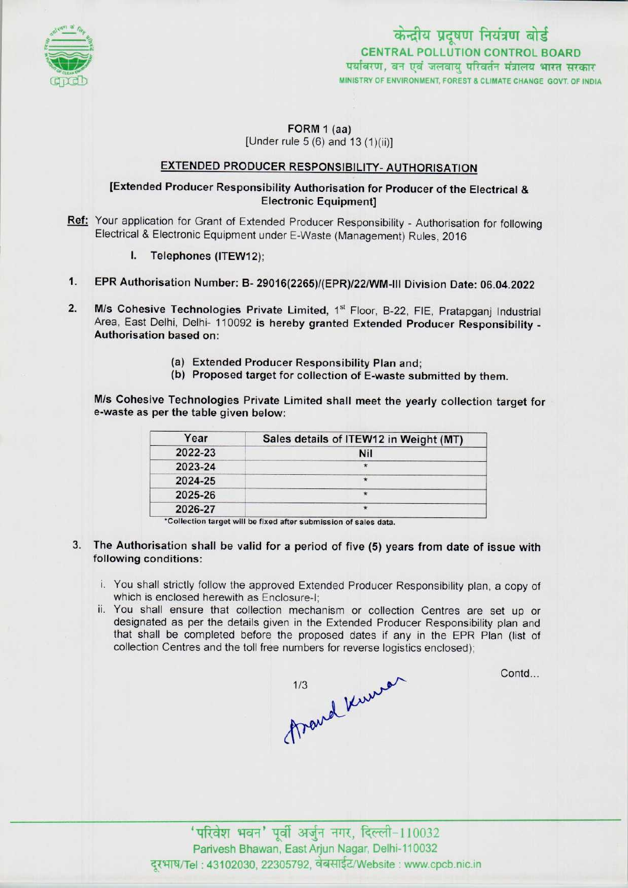केन्द्रीय प्रदूषण नियंत्रण बोर्ड
CENTRAL POLLUTION CONTROL BOARD
पर्यावरण, वन एवं जलवायु परिवर्तन मंत्रालय भारत सरकार
MINISTRY OF ENVIRONMENT, FOREST & CLIMATE CHANGE GOVT. OF INDIA

FORM 1 (aa)
[Under rule 5 (6) and 13 (1)(ii)]

## EXTENDED PRODUCER RESPONSIBILITY- AUTHORISATION

**[Extended Producer Responsibility Authorisation for Producer of the Electrical & Electronic Equipment]**

**Ref:** Your application for Grant of Extended Producer Responsibility - Authorisation for following Electrical & Electronic Equipment under E-Waste (Management) Rules, 2016

I. **Telephones (ITEW12);**

1. **EPR Authorisation Number: B- 29016(2265)/(EPR)/22/WM-III Division Date: 06.04.2022**

2. **M/s Cohesive Technologies Private Limited,** 1st Floor, B-22, FIE, Pratapganj Industrial Area, East Delhi, Delhi- 110092 **is hereby granted Extended Producer Responsibility - Authorisation based on:**

   (a) **Extended Producer Responsibility Plan and;**
   (b) **Proposed target for collection of E-waste submitted by them.**

**M/s Cohesive Technologies Private Limited shall meet the yearly collection target for e-waste as per the table given below:**

| Year | Sales details of ITEW12 in Weight (MT) |
|---|---|
| 2022-23 | Nil |
| 2023-24 | * |
| 2024-25 | * |
| 2025-26 | * |
| 2026-27 | * |

*Collection target will be fixed after submission of sales data.

3. **The Authorisation shall be valid for a period of five (5) years from date of issue with following conditions:**

   i. You shall strictly follow the approved Extended Producer Responsibility plan, a copy of which is enclosed herewith as Enclosure-I;
   ii. You shall ensure that collection mechanism or collection Centres are set up or designated as per the details given in the Extended Producer Responsibility plan and that shall be completed before the proposed dates if any in the EPR Plan (list of collection Centres and the toll free numbers for reverse logistics enclosed);

Contd...

Anand Kumar

'परिवेश भवन' पूर्वी अर्जुन नगर, दिल्ली-110032
Parivesh Bhawan, East Arjun Nagar, Delhi-110032
दूरभाष/Tel : 43102030, 22305792, वेबसाईट/Website : www.cpcb.nic.in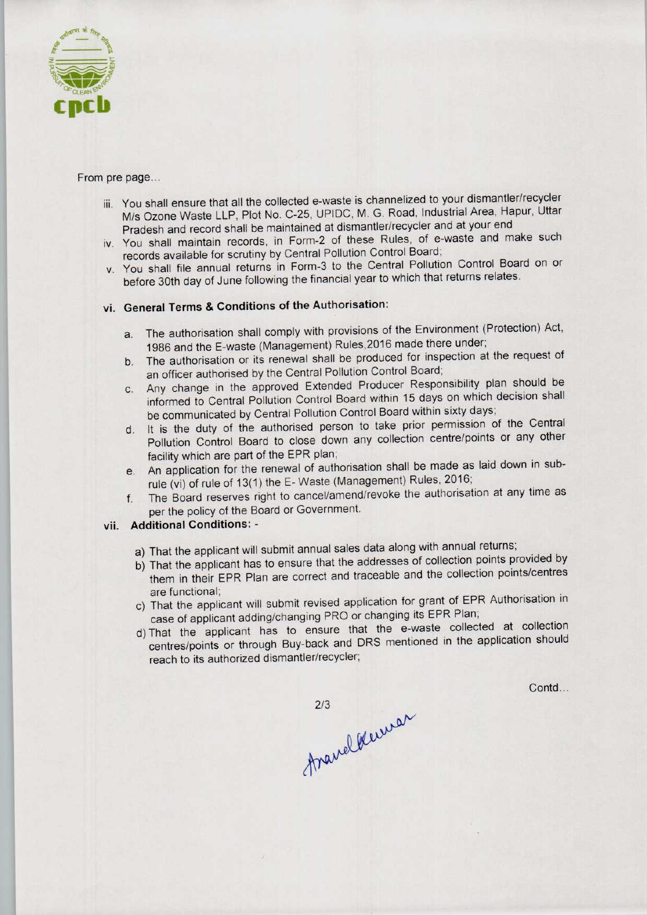From pre page...

iii. You shall ensure that all the collected e-waste is channelized to your dismantler/recycler M/s Ozone Waste LLP, Plot No. C-25, UPIDC, M. G. Road, Industrial Area, Hapur, Uttar Pradesh and record shall be maintained at dismantler/recycler and at your end

iv. You shall maintain records, in Form-2 of these Rules, of e-waste and make such records available for scrutiny by Central Pollution Control Board;

v. You shall file annual returns in Form-3 to the Central Pollution Control Board on or before 30th day of June following the financial year to which that returns relates.

**vi. General Terms & Conditions of the Authorisation:**

a. The authorisation shall comply with provisions of the Environment (Protection) Act, 1986 and the E-waste (Management) Rules,2016 made there under;

b. The authorisation or its renewal shall be produced for inspection at the request of an officer authorised by the Central Pollution Control Board;

c. Any change in the approved Extended Producer Responsibility plan should be informed to Central Pollution Control Board within 15 days on which decision shall be communicated by Central Pollution Control Board within sixty days;

d. It is the duty of the authorised person to take prior permission of the Central Pollution Control Board to close down any collection centre/points or any other facility which are part of the EPR plan;

e. An application for the renewal of authorisation shall be made as laid down in sub-rule (vi) of rule of 13(1) the E- Waste (Management) Rules, 2016;

f. The Board reserves right to cancel/amend/revoke the authorisation at any time as per the policy of the Board or Government.

**vii. Additional Conditions: -**

a) That the applicant will submit annual sales data along with annual returns;

b) That the applicant has to ensure that the addresses of collection points provided by them in their EPR Plan are correct and traceable and the collection points/centres are functional;

c) That the applicant will submit revised application for grant of EPR Authorisation in case of applicant adding/changing PRO or changing its EPR Plan;

d) That the applicant has to ensure that the e-waste collected at collection centres/points or through Buy-back and DRS mentioned in the application should reach to its authorized dismantler/recycler;

Contd...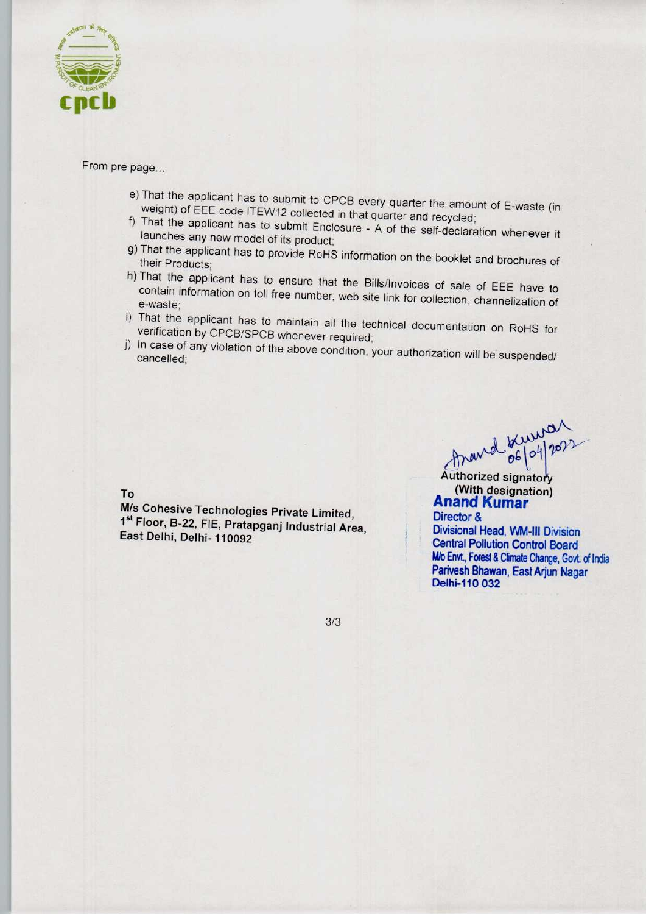From pre page...

e) That the applicant has to submit to CPCB every quarter the amount of E-waste (in weight) of EEE code ITEW12 collected in that quarter and recycled;
f) That the applicant has to submit Enclosure - A of the self-declaration whenever it launches any new model of its product;
g) That the applicant has to provide RoHS information on the booklet and brochures of their Products;
h) That the applicant has to ensure that the Bills/Invoices of sale of EEE have to contain information on toll free number, web site link for collection, channelization of e-waste;
i) That the applicant has to maintain all the technical documentation on RoHS for verification by CPCB/SPCB whenever required;
j) In case of any violation of the above condition, your authorization will be suspended/ cancelled;

Anand Kumar 06/04/2022

Authorized signatory
(With designation)
**Anand Kumar**
Director &
Divisional Head, WM-III Division
Central Pollution Control Board
M/o Envt., Forest & Climate Change, Govt. of India
Parivesh Bhawan, East Arjun Nagar
Delhi-110 032

To

M/s Cohesive Technologies Private Limited,
1st Floor, B-22, FIE, Pratapganj Industrial Area,
East Delhi, Delhi- 110092